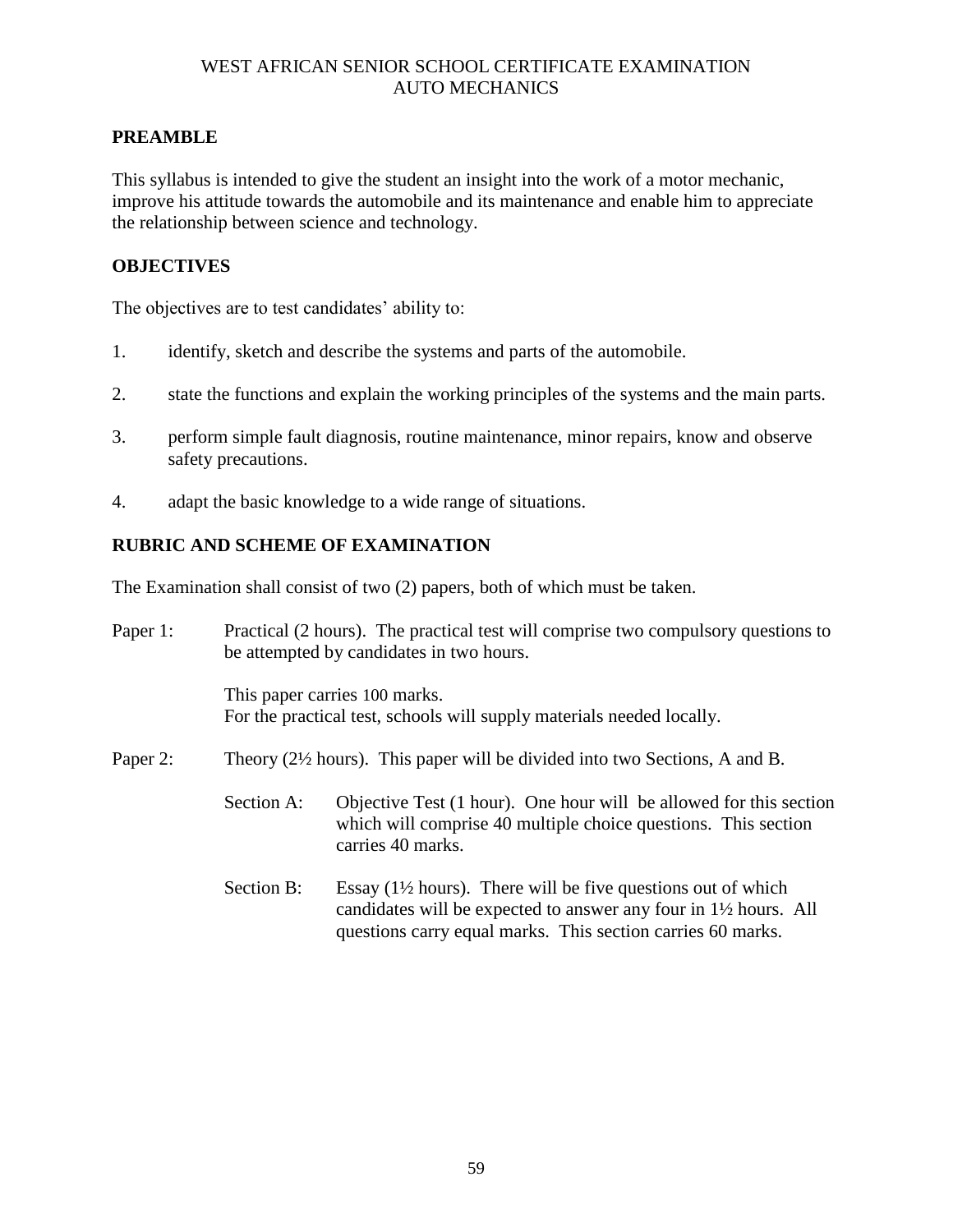# WEST AFRICAN SENIOR SCHOOL CERTIFICATE EXAMINATION
# AUTO MECHANICS

## PREAMBLE

This syllabus is intended to give the student an insight into the work of a motor mechanic, improve his attitude towards the automobile and its maintenance and enable him to appreciate the relationship between science and technology.

## OBJECTIVES

The objectives are to test candidates' ability to:

1. identify, sketch and describe the systems and parts of the automobile.
2. state the functions and explain the working principles of the systems and the main parts.
3. perform simple fault diagnosis, routine maintenance, minor repairs, know and observe safety precautions.
4. adapt the basic knowledge to a wide range of situations.

## RUBRIC AND SCHEME OF EXAMINATION

The Examination shall consist of two (2) papers, both of which must be taken.

Paper 1: Practical (2 hours). The practical test will comprise two compulsory questions to be attempted by candidates in two hours.

This paper carries 100 marks.
For the practical test, schools will supply materials needed locally.

Paper 2: Theory (2½ hours). This paper will be divided into two Sections, A and B.

Section A: Objective Test (1 hour). One hour will be allowed for this section which will comprise 40 multiple choice questions. This section carries 40 marks.

Section B: Essay (1½ hours). There will be five questions out of which candidates will be expected to answer any four in 1½ hours. All questions carry equal marks. This section carries 60 marks.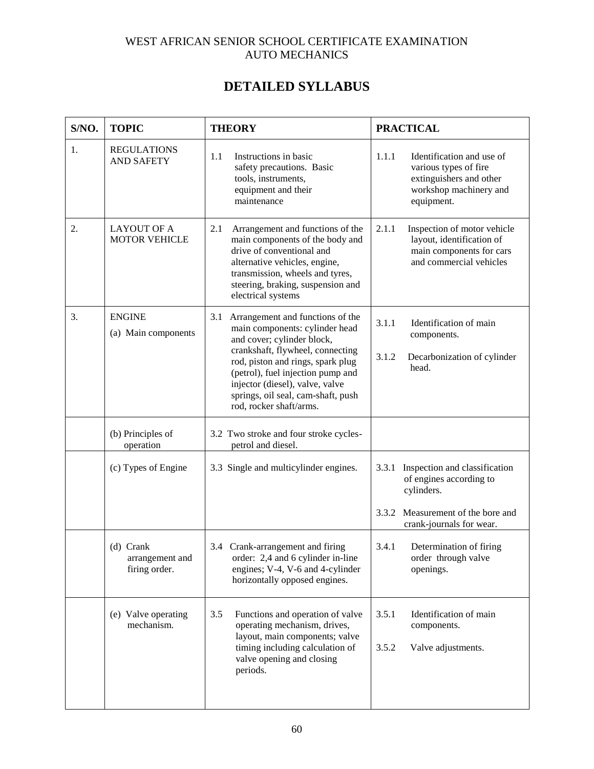WEST AFRICAN SENIOR SCHOOL CERTIFICATE EXAMINATION
AUTO MECHANICS

# DETAILED SYLLABUS

| S/NO. | TOPIC | THEORY | PRACTICAL |
|---|---|---|---|
| 1. | REGULATIONS AND SAFETY | 1.1 Instructions in basic safety precautions. Basic tools, instruments, equipment and their maintenance | 1.1.1 Identification and use of various types of fire extinguishers and other workshop machinery and equipment. |
| 2. | LAYOUT OF A MOTOR VEHICLE | 2.1 Arrangement and functions of the main components of the body and drive of conventional and alternative vehicles, engine, transmission, wheels and tyres, steering, braking, suspension and electrical systems | 2.1.1 Inspection of motor vehicle layout, identification of main components for cars and commercial vehicles |
| 3. | ENGINE (a) Main components | 3.1 Arrangement and functions of the main components: cylinder head and cover; cylinder block, crankshaft, flywheel, connecting rod, piston and rings, spark plug (petrol), fuel injection pump and injector (diesel), valve, valve springs, oil seal, cam-shaft, push rod, rocker shaft/arms. | 3.1.1 Identification of main components. 3.1.2 Decarbonization of cylinder head. |
| | (b) Principles of operation | 3.2 Two stroke and four stroke cycles- petrol and diesel. | |
| | (c) Types of Engine | 3.3 Single and multicylinder engines. | 3.3.1 Inspection and classification of engines according to cylinders. 3.3.2 Measurement of the bore and crank-journals for wear. |
| | (d) Crank arrangement and firing order. | 3.4 Crank-arrangement and firing order: 2,4 and 6 cylinder in-line engines; V-4, V-6 and 4-cylinder horizontally opposed engines. | 3.4.1 Determination of firing order through valve openings. |
| | (e) Valve operating mechanism. | 3.5 Functions and operation of valve operating mechanism, drives, layout, main components; valve timing including calculation of valve opening and closing periods. | 3.5.1 Identification of main components. 3.5.2 Valve adjustments. |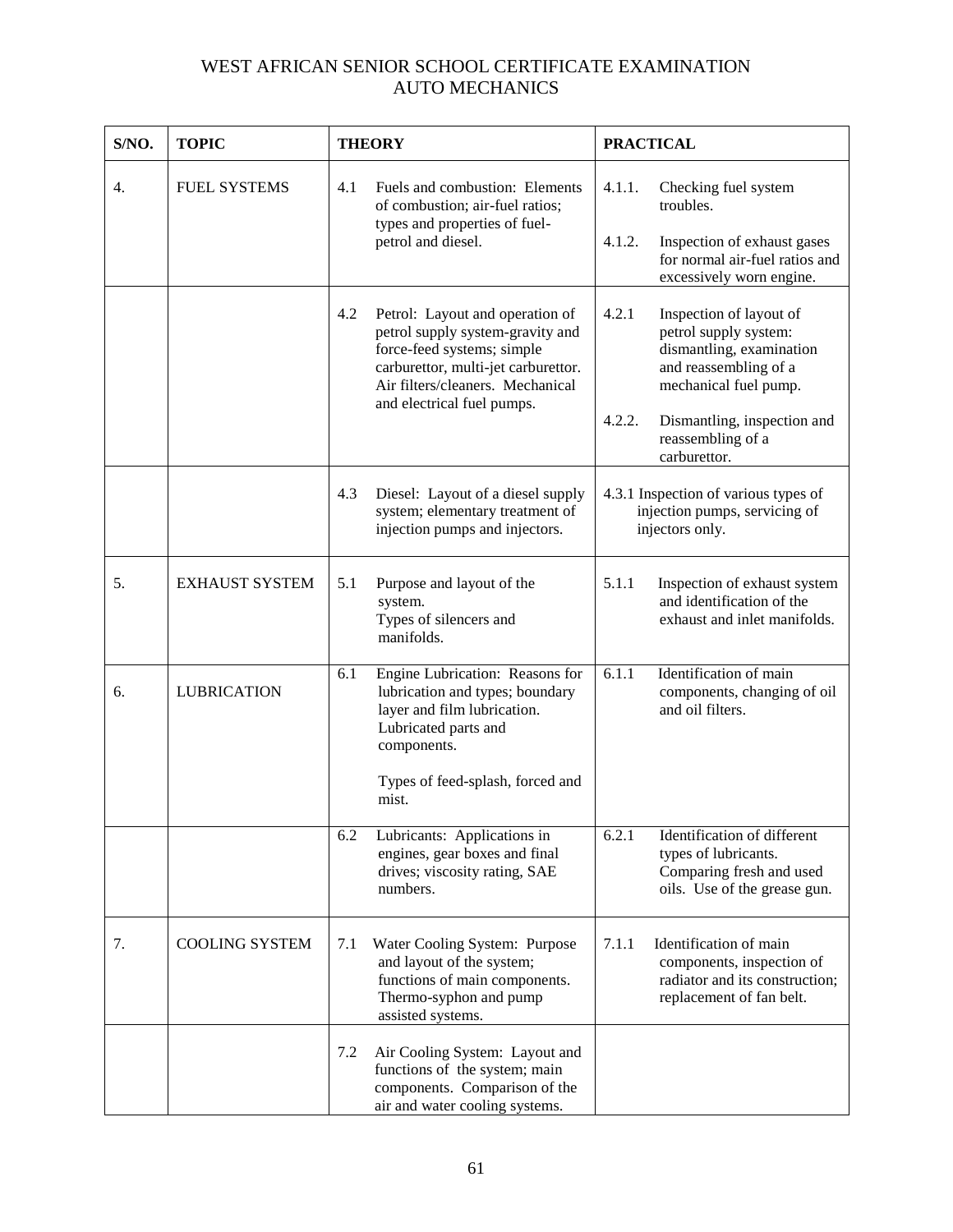# WEST AFRICAN SENIOR SCHOOL CERTIFICATE EXAMINATION
## AUTO MECHANICS

| S/NO. | TOPIC | THEORY | PRACTICAL |
|---|---|---|---|
| 4. | FUEL SYSTEMS | 4.1 Fuels and combustion: Elements of combustion; air-fuel ratios; types and properties of fuel-petrol and diesel. | 4.1.1. Checking fuel system troubles.<br>4.1.2. Inspection of exhaust gases for normal air-fuel ratios and excessively worn engine. |
| | | 4.2 Petrol: Layout and operation of petrol supply system-gravity and force-feed systems; simple carburettor, multi-jet carburettor. Air filters/cleaners. Mechanical and electrical fuel pumps. | 4.2.1 Inspection of layout of petrol supply system: dismantling, examination and reassembling of a mechanical fuel pump.<br>4.2.2. Dismantling, inspection and reassembling of a carburettor. |
| | | 4.3 Diesel: Layout of a diesel supply system; elementary treatment of injection pumps and injectors. | 4.3.1 Inspection of various types of injection pumps, servicing of injectors only. |
| 5. | EXHAUST SYSTEM | 5.1 Purpose and layout of the system. Types of silencers and manifolds. | 5.1.1 Inspection of exhaust system and identification of the exhaust and inlet manifolds. |
| 6. | LUBRICATION | 6.1 Engine Lubrication: Reasons for lubrication and types; boundary layer and film lubrication. Lubricated parts and components.<br>Types of feed-splash, forced and mist. | 6.1.1 Identification of main components, changing of oil and oil filters. |
| | | 6.2 Lubricants: Applications in engines, gear boxes and final drives; viscosity rating, SAE numbers. | 6.2.1 Identification of different types of lubricants. Comparing fresh and used oils. Use of the grease gun. |
| 7. | COOLING SYSTEM | 7.1 Water Cooling System: Purpose and layout of the system; functions of main components. Thermo-syphon and pump assisted systems. | 7.1.1 Identification of main components, inspection of radiator and its construction; replacement of fan belt. |
| | | 7.2 Air Cooling System: Layout and functions of the system; main components. Comparison of the air and water cooling systems. | |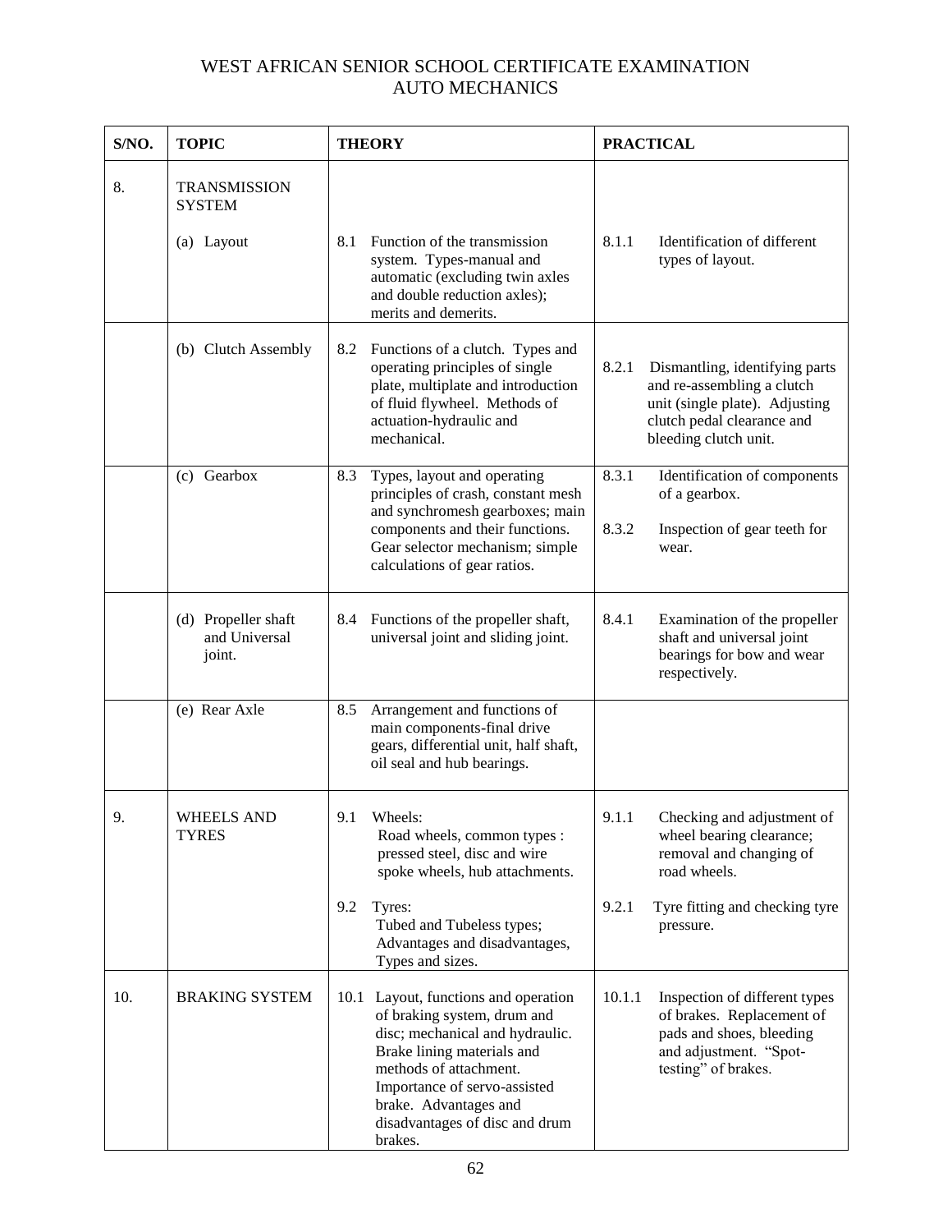# WEST AFRICAN SENIOR SCHOOL CERTIFICATE EXAMINATION
## AUTO MECHANICS

| S/NO. | TOPIC | THEORY | PRACTICAL |
|---|---|---|---|
| 8. | TRANSMISSION SYSTEM | | |
| | (a) Layout | 8.1 Function of the transmission system. Types-manual and automatic (excluding twin axles and double reduction axles); merits and demerits. | 8.1.1 Identification of different types of layout. |
| | (b) Clutch Assembly | 8.2 Functions of a clutch. Types and operating principles of single plate, multiplate and introduction of fluid flywheel. Methods of actuation-hydraulic and mechanical. | 8.2.1 Dismantling, identifying parts and re-assembling a clutch unit (single plate). Adjusting clutch pedal clearance and bleeding clutch unit. |
| | (c) Gearbox | 8.3 Types, layout and operating principles of crash, constant mesh and synchromesh gearboxes; main components and their functions. Gear selector mechanism; simple calculations of gear ratios. | 8.3.1 Identification of components of a gearbox.<br><br>8.3.2 Inspection of gear teeth for wear. |
| | (d) Propeller shaft and Universal joint. | 8.4 Functions of the propeller shaft, universal joint and sliding joint. | 8.4.1 Examination of the propeller shaft and universal joint bearings for bow and wear respectively. |
| | (e) Rear Axle | 8.5 Arrangement and functions of main components-final drive gears, differential unit, half shaft, oil seal and hub bearings. | |
| 9. | WHEELS AND TYRES | 9.1 Wheels:<br>Road wheels, common types : pressed steel, disc and wire spoke wheels, hub attachments.<br><br>9.2 Tyres:<br>Tubed and Tubeless types; Advantages and disadvantages, Types and sizes. | 9.1.1 Checking and adjustment of wheel bearing clearance; removal and changing of road wheels.<br><br>9.2.1 Tyre fitting and checking tyre pressure. |
| 10. | BRAKING SYSTEM | 10.1 Layout, functions and operation of braking system, drum and disc; mechanical and hydraulic. Brake lining materials and methods of attachment. Importance of servo-assisted brake. Advantages and disadvantages of disc and drum brakes. | 10.1.1 Inspection of different types of brakes. Replacement of pads and shoes, bleeding and adjustment. "Spot-testing" of brakes. |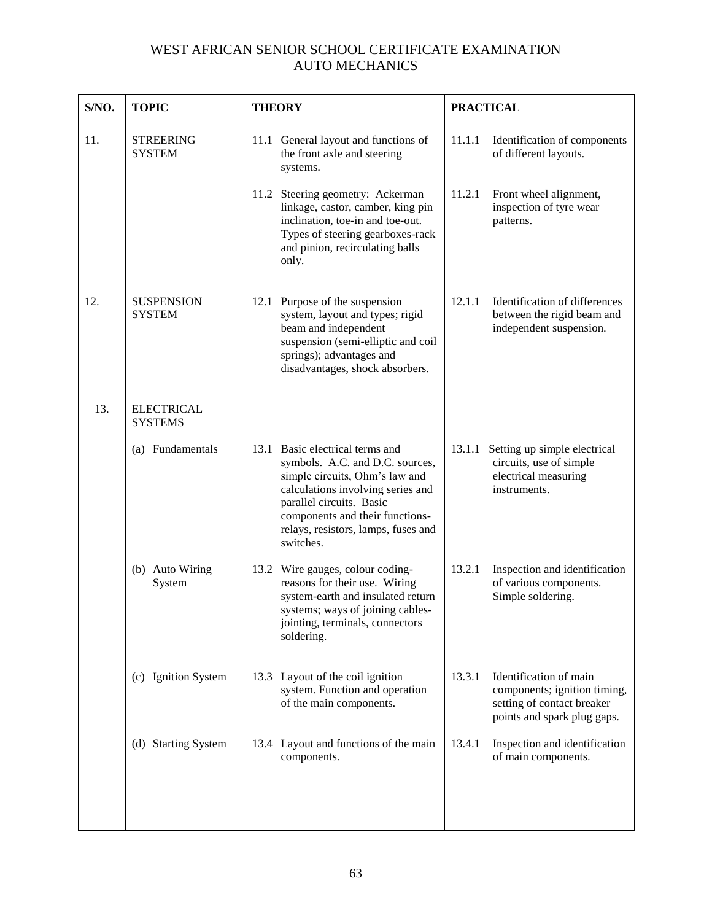# WEST AFRICAN SENIOR SCHOOL CERTIFICATE EXAMINATION
## AUTO MECHANICS

| S/NO. | TOPIC | THEORY | PRACTICAL |
|---|---|---|---|
| 11. | STREERING SYSTEM | 11.1 General layout and functions of the front axle and steering systems.<br><br>11.2 Steering geometry: Ackerman linkage, castor, camber, king pin inclination, toe-in and toe-out. Types of steering gearboxes-rack and pinion, recirculating balls only. | 11.1.1 Identification of components of different layouts.<br><br>11.2.1 Front wheel alignment, inspection of tyre wear patterns. |
| 12. | SUSPENSION SYSTEM | 12.1 Purpose of the suspension system, layout and types; rigid beam and independent suspension (semi-elliptic and coil springs); advantages and disadvantages, shock absorbers. | 12.1.1 Identification of differences between the rigid beam and independent suspension. |
| 13. | ELECTRICAL SYSTEMS | | |
| | (a) Fundamentals | 13.1 Basic electrical terms and symbols. A.C. and D.C. sources, simple circuits, Ohm's law and calculations involving series and parallel circuits. Basic components and their functions-relays, resistors, lamps, fuses and switches. | 13.1.1 Setting up simple electrical circuits, use of simple electrical measuring instruments. |
| | (b) Auto Wiring System | 13.2 Wire gauges, colour coding-reasons for their use. Wiring system-earth and insulated return systems; ways of joining cables-jointing, terminals, connectors soldering. | 13.2.1 Inspection and identification of various components. Simple soldering. |
| | (c) Ignition System | 13.3 Layout of the coil ignition system. Function and operation of the main components. | 13.3.1 Identification of main components; ignition timing, setting of contact breaker points and spark plug gaps. |
| | (d) Starting System | 13.4 Layout and functions of the main components. | 13.4.1 Inspection and identification of main components. |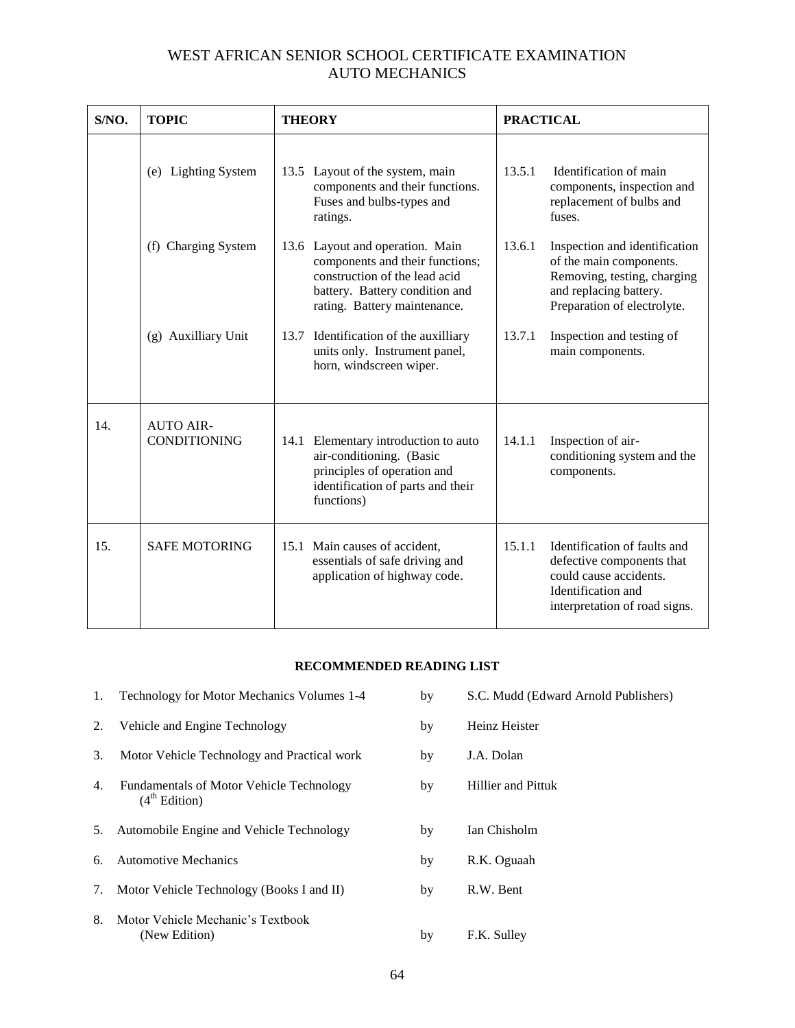# WEST AFRICAN SENIOR SCHOOL CERTIFICATE EXAMINATION
## AUTO MECHANICS

| S/NO. | TOPIC | THEORY | PRACTICAL |
|---|---|---|---|
| | (e) Lighting System | 13.5 Layout of the system, main components and their functions. Fuses and bulbs-types and ratings. | 13.5.1 Identification of main components, inspection and replacement of bulbs and fuses. |
| | (f) Charging System | 13.6 Layout and operation. Main components and their functions; construction of the lead acid battery. Battery condition and rating. Battery maintenance. | 13.6.1 Inspection and identification of the main components. Removing, testing, charging and replacing battery. Preparation of electrolyte. |
| | (g) Auxilliary Unit | 13.7 Identification of the auxilliary units only. Instrument panel, horn, windscreen wiper. | 13.7.1 Inspection and testing of main components. |
| 14. | AUTO AIR-CONDITIONING | 14.1 Elementary introduction to auto air-conditioning. (Basic principles of operation and identification of parts and their functions) | 14.1.1 Inspection of air-conditioning system and the components. |
| 15. | SAFE MOTORING | 15.1 Main causes of accident, essentials of safe driving and application of highway code. | 15.1.1 Identification of faults and defective components that could cause accidents. Identification and interpretation of road signs. |

### RECOMMENDED READING LIST

| | | | |
|---|---|---|---|
| 1. | Technology for Motor Mechanics Volumes 1-4 | by | S.C. Mudd (Edward Arnold Publishers) |
| 2. | Vehicle and Engine Technology | by | Heinz Heister |
| 3. | Motor Vehicle Technology and Practical work | by | J.A. Dolan |
| 4. | Fundamentals of Motor Vehicle Technology (4th Edition) | by | Hillier and Pittuk |
| 5. | Automobile Engine and Vehicle Technology | by | Ian Chisholm |
| 6. | Automotive Mechanics | by | R.K. Oguaah |
| 7. | Motor Vehicle Technology (Books I and II) | by | R.W. Bent |
| 8. | Motor Vehicle Mechanic's Textbook (New Edition) | by | F.K. Sulley |